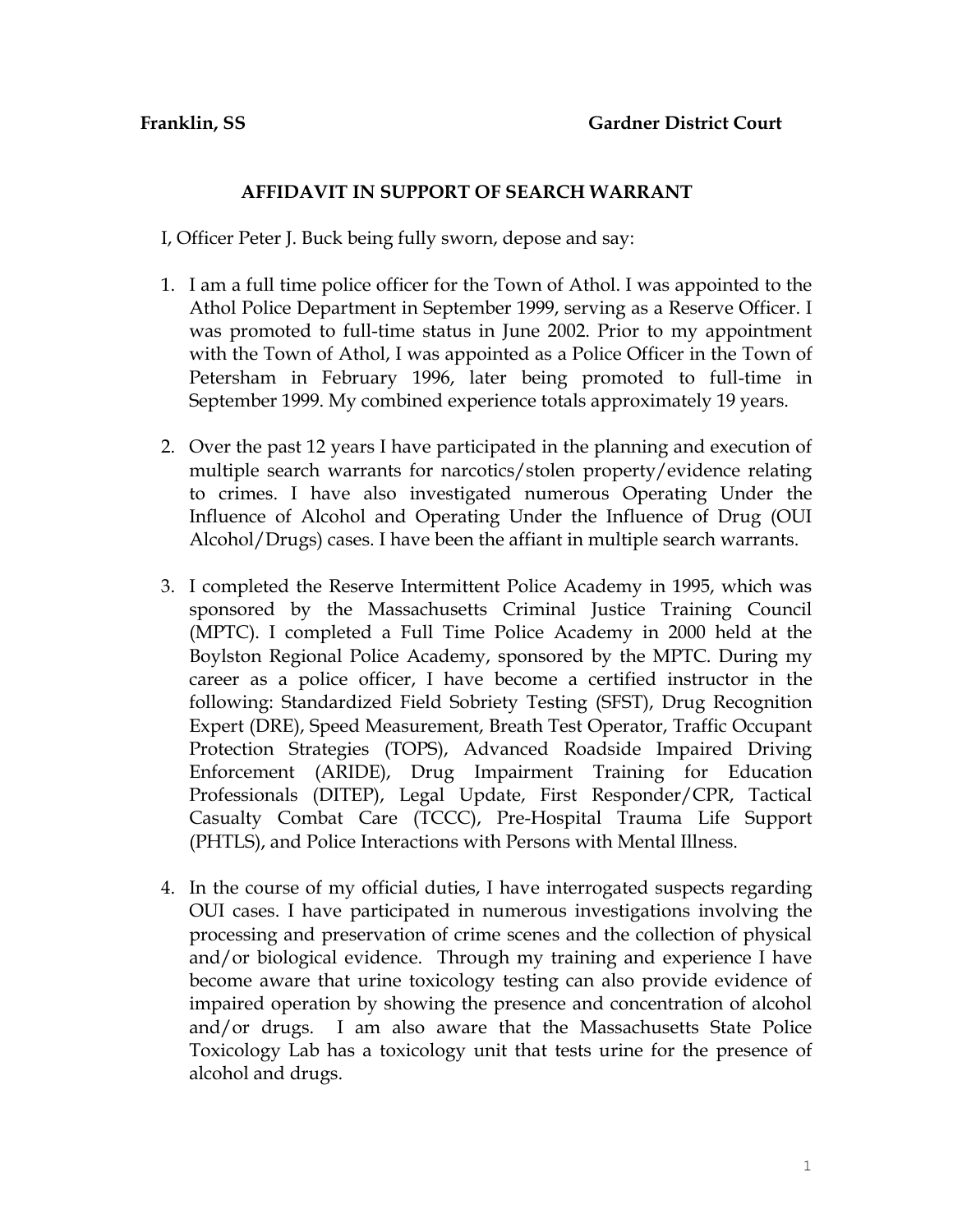**Franklin, SS** **Gardner District Court**

## AFFIDAVIT IN SUPPORT OF SEARCH WARRANT

I, Officer Peter J. Buck being fully sworn, depose and say:

1. I am a full time police officer for the Town of Athol. I was appointed to the Athol Police Department in September 1999, serving as a Reserve Officer. I was promoted to full-time status in June 2002. Prior to my appointment with the Town of Athol, I was appointed as a Police Officer in the Town of Petersham in February 1996, later being promoted to full-time in September 1999. My combined experience totals approximately 19 years.

2. Over the past 12 years I have participated in the planning and execution of multiple search warrants for narcotics/stolen property/evidence relating to crimes. I have also investigated numerous Operating Under the Influence of Alcohol and Operating Under the Influence of Drug (OUI Alcohol/Drugs) cases. I have been the affiant in multiple search warrants.

3. I completed the Reserve Intermittent Police Academy in 1995, which was sponsored by the Massachusetts Criminal Justice Training Council (MPTC). I completed a Full Time Police Academy in 2000 held at the Boylston Regional Police Academy, sponsored by the MPTC. During my career as a police officer, I have become a certified instructor in the following: Standardized Field Sobriety Testing (SFST), Drug Recognition Expert (DRE), Speed Measurement, Breath Test Operator, Traffic Occupant Protection Strategies (TOPS), Advanced Roadside Impaired Driving Enforcement (ARIDE), Drug Impairment Training for Education Professionals (DITEP), Legal Update, First Responder/CPR, Tactical Casualty Combat Care (TCCC), Pre-Hospital Trauma Life Support (PHTLS), and Police Interactions with Persons with Mental Illness.

4. In the course of my official duties, I have interrogated suspects regarding OUI cases. I have participated in numerous investigations involving the processing and preservation of crime scenes and the collection of physical and/or biological evidence. Through my training and experience I have become aware that urine toxicology testing can also provide evidence of impaired operation by showing the presence and concentration of alcohol and/or drugs. I am also aware that the Massachusetts State Police Toxicology Lab has a toxicology unit that tests urine for the presence of alcohol and drugs.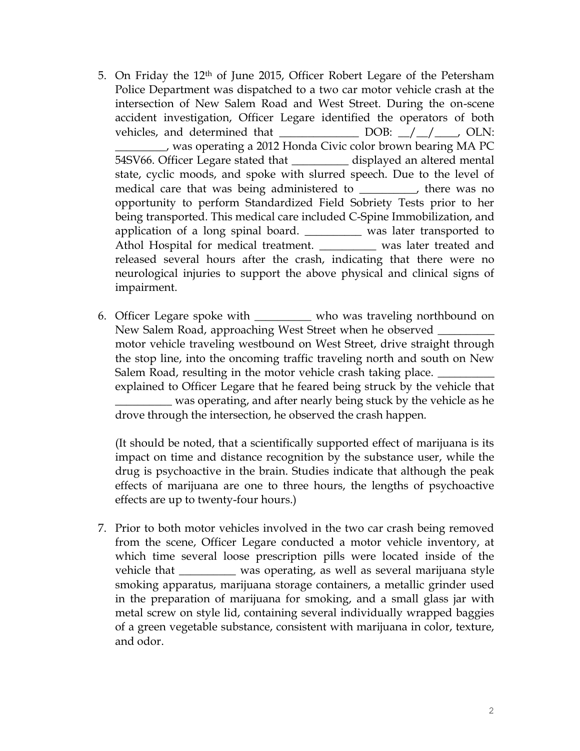5. On Friday the 12th of June 2015, Officer Robert Legare of the Petersham Police Department was dispatched to a two car motor vehicle crash at the intersection of New Salem Road and West Street. During the on-scene accident investigation, Officer Legare identified the operators of both vehicles, and determined that ______________ DOB: __/__/____, OLN: _________, was operating a 2012 Honda Civic color brown bearing MA PC 54SV66. Officer Legare stated that __________ displayed an altered mental state, cyclic moods, and spoke with slurred speech. Due to the level of medical care that was being administered to __________, there was no opportunity to perform Standardized Field Sobriety Tests prior to her being transported. This medical care included C-Spine Immobilization, and application of a long spinal board. __________ was later transported to Athol Hospital for medical treatment. __________ was later treated and released several hours after the crash, indicating that there were no neurological injuries to support the above physical and clinical signs of impairment.

6. Officer Legare spoke with __________ who was traveling northbound on New Salem Road, approaching West Street when he observed __________ motor vehicle traveling westbound on West Street, drive straight through the stop line, into the oncoming traffic traveling north and south on New Salem Road, resulting in the motor vehicle crash taking place. __________ explained to Officer Legare that he feared being struck by the vehicle that __________ was operating, and after nearly being stuck by the vehicle as he drove through the intersection, he observed the crash happen.

   (It should be noted, that a scientifically supported effect of marijuana is its impact on time and distance recognition by the substance user, while the drug is psychoactive in the brain. Studies indicate that although the peak effects of marijuana are one to three hours, the lengths of psychoactive effects are up to twenty-four hours.)

7. Prior to both motor vehicles involved in the two car crash being removed from the scene, Officer Legare conducted a motor vehicle inventory, at which time several loose prescription pills were located inside of the vehicle that __________ was operating, as well as several marijuana style smoking apparatus, marijuana storage containers, a metallic grinder used in the preparation of marijuana for smoking, and a small glass jar with metal screw on style lid, containing several individually wrapped baggies of a green vegetable substance, consistent with marijuana in color, texture, and odor.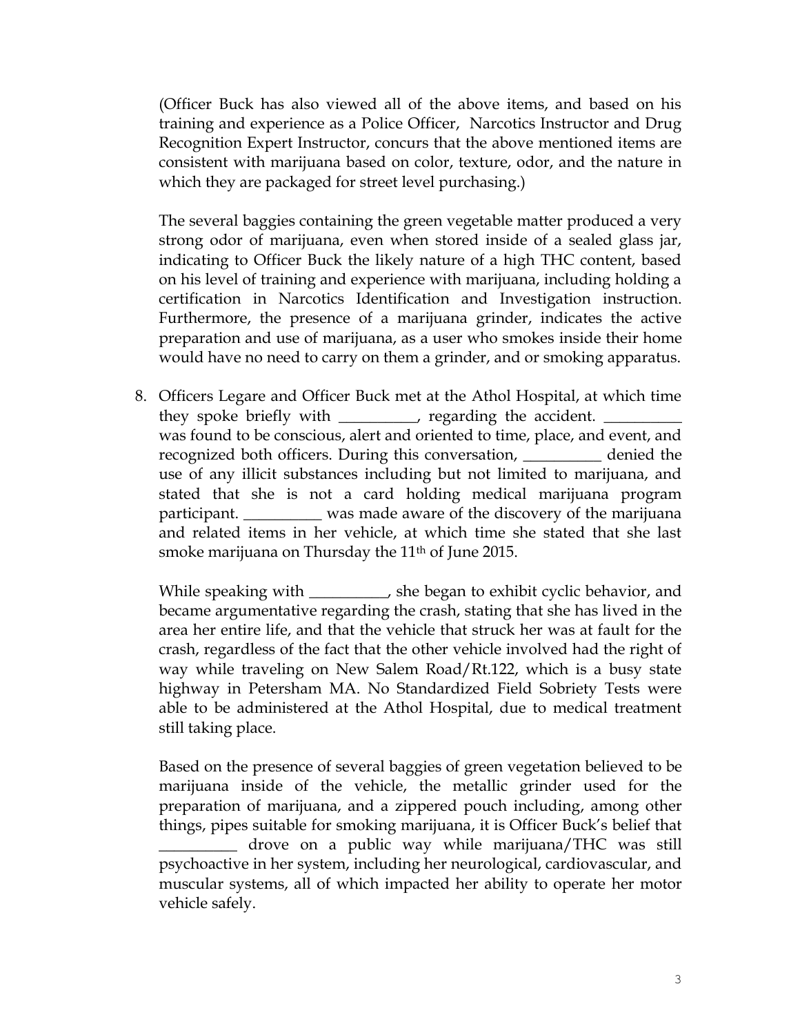(Officer Buck has also viewed all of the above items, and based on his training and experience as a Police Officer, Narcotics Instructor and Drug Recognition Expert Instructor, concurs that the above mentioned items are consistent with marijuana based on color, texture, odor, and the nature in which they are packaged for street level purchasing.)

The several baggies containing the green vegetable matter produced a very strong odor of marijuana, even when stored inside of a sealed glass jar, indicating to Officer Buck the likely nature of a high THC content, based on his level of training and experience with marijuana, including holding a certification in Narcotics Identification and Investigation instruction. Furthermore, the presence of a marijuana grinder, indicates the active preparation and use of marijuana, as a user who smokes inside their home would have no need to carry on them a grinder, and or smoking apparatus.

8. Officers Legare and Officer Buck met at the Athol Hospital, at which time they spoke briefly with __________, regarding the accident. __________ was found to be conscious, alert and oriented to time, place, and event, and recognized both officers. During this conversation, __________ denied the use of any illicit substances including but not limited to marijuana, and stated that she is not a card holding medical marijuana program participant. __________ was made aware of the discovery of the marijuana and related items in her vehicle, at which time she stated that she last smoke marijuana on Thursday the 11th of June 2015.

   While speaking with __________, she began to exhibit cyclic behavior, and became argumentative regarding the crash, stating that she has lived in the area her entire life, and that the vehicle that struck her was at fault for the crash, regardless of the fact that the other vehicle involved had the right of way while traveling on New Salem Road/Rt.122, which is a busy state highway in Petersham MA. No Standardized Field Sobriety Tests were able to be administered at the Athol Hospital, due to medical treatment still taking place.

   Based on the presence of several baggies of green vegetation believed to be marijuana inside of the vehicle, the metallic grinder used for the preparation of marijuana, and a zippered pouch including, among other things, pipes suitable for smoking marijuana, it is Officer Buck's belief that __________ drove on a public way while marijuana/THC was still psychoactive in her system, including her neurological, cardiovascular, and muscular systems, all of which impacted her ability to operate her motor vehicle safely.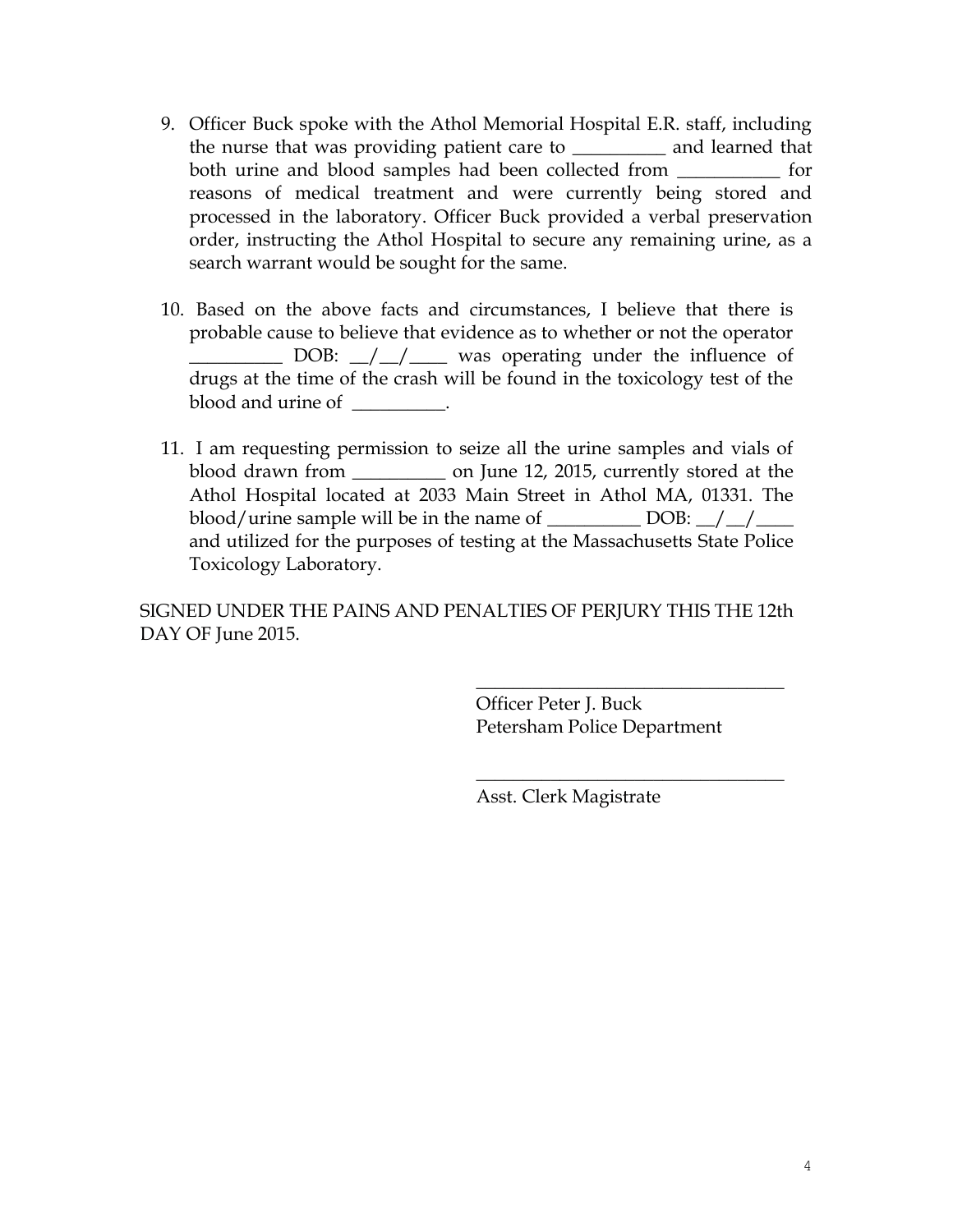9. Officer Buck spoke with the Athol Memorial Hospital E.R. staff, including the nurse that was providing patient care to __________ and learned that both urine and blood samples had been collected from ___________ for reasons of medical treatment and were currently being stored and processed in the laboratory. Officer Buck provided a verbal preservation order, instructing the Athol Hospital to secure any remaining urine, as a search warrant would be sought for the same.

10. Based on the above facts and circumstances, I believe that there is probable cause to believe that evidence as to whether or not the operator __________ DOB: __/__/____ was operating under the influence of drugs at the time of the crash will be found in the toxicology test of the blood and urine of __________.

11. I am requesting permission to seize all the urine samples and vials of blood drawn from __________ on June 12, 2015, currently stored at the Athol Hospital located at 2033 Main Street in Athol MA, 01331. The blood/urine sample will be in the name of __________ DOB: __/__/____ and utilized for the purposes of testing at the Massachusetts State Police Toxicology Laboratory.

SIGNED UNDER THE PAINS AND PENALTIES OF PERJURY THIS THE 12th DAY OF June 2015.

__________________________________

Officer Peter J. Buck
Petersham Police Department

__________________________________

Asst. Clerk Magistrate